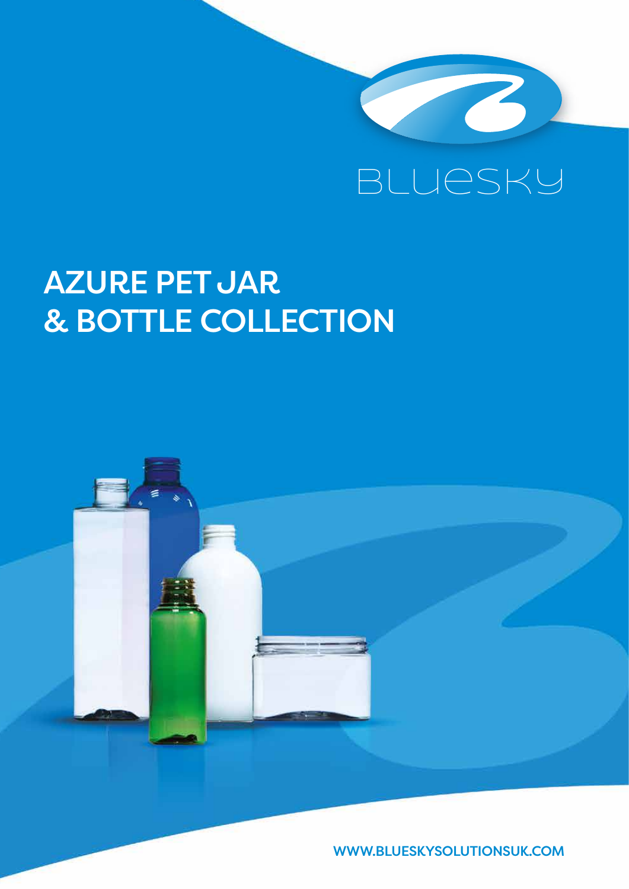BLUESKY

# AZURE PET JAR & BOTTLE COLLECTION

WWW.BLUESKYSOLUTIONSUK.COM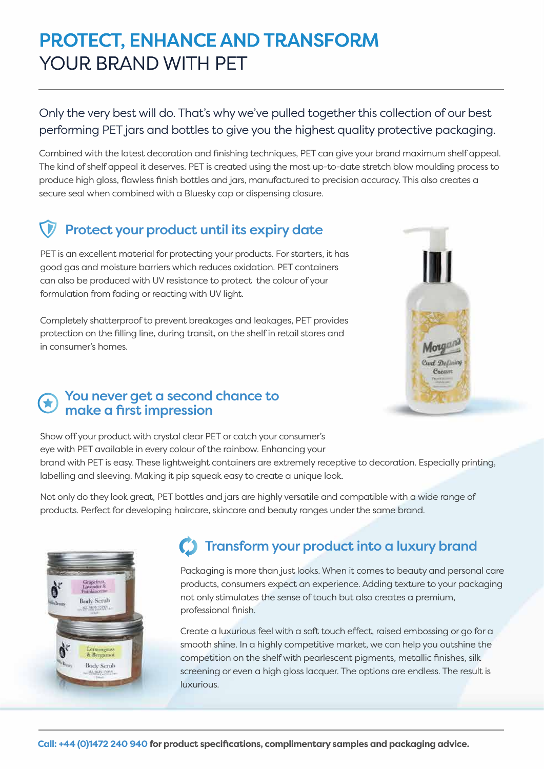# PROTECT, ENHANCE AND TRANSFORM YOUR BRAND WITH PET

Only the very best will do. That's why we've pulled together this collection of our best performing PET jars and bottles to give you the highest quality protective packaging.

Combined with the latest decoration and finishing techniques, PET can give your brand maximum shelf appeal. The kind of shelf appeal it deserves. PET is created using the most up-to-date stretch blow moulding process to produce high gloss, flawless finish bottles and jars, manufactured to precision accuracy. This also creates a secure seal when combined with a Bluesky cap or dispensing closure.

## Protect your product until its expiry date

PET is an excellent material for protecting your products. For starters, it has good gas and moisture barriers which reduces oxidation. PET containers can also be produced with UV resistance to protect the colour of your formulation from fading or reacting with UV light.

Completely shatterproof to prevent breakages and leakages, PET provides protection on the filling line, during transit, on the shelf in retail stores and in consumer's homes.

## You never get a second chance to make a first impression

Show off your product with crystal clear PET or catch your consumer's eye with PET available in every colour of the rainbow. Enhancing your brand with PET is easy. These lightweight containers are extremely receptive to decoration. Especially printing, labelling and sleeving. Making it pip squeak easy to create a unique look.

Not only do they look great, PET bottles and jars are highly versatile and compatible with a wide range of products. Perfect for developing haircare, skincare and beauty ranges under the same brand.

## Transform your product into a luxury brand

Packaging is more than just looks. When it comes to beauty and personal care products, consumers expect an experience. Adding texture to your packaging not only stimulates the sense of touch but also creates a premium, professional finish.

Create a luxurious feel with a soft touch effect, raised embossing or go for a smooth shine. In a highly competitive market, we can help you outshine the competition on the shelf with pearlescent pigments, metallic finishes, silk screening or even a high gloss lacquer. The options are endless. The result is luxurious.

**Call: +44 (0)1472 240 940 for product specifications, complimentary samples and packaging advice.**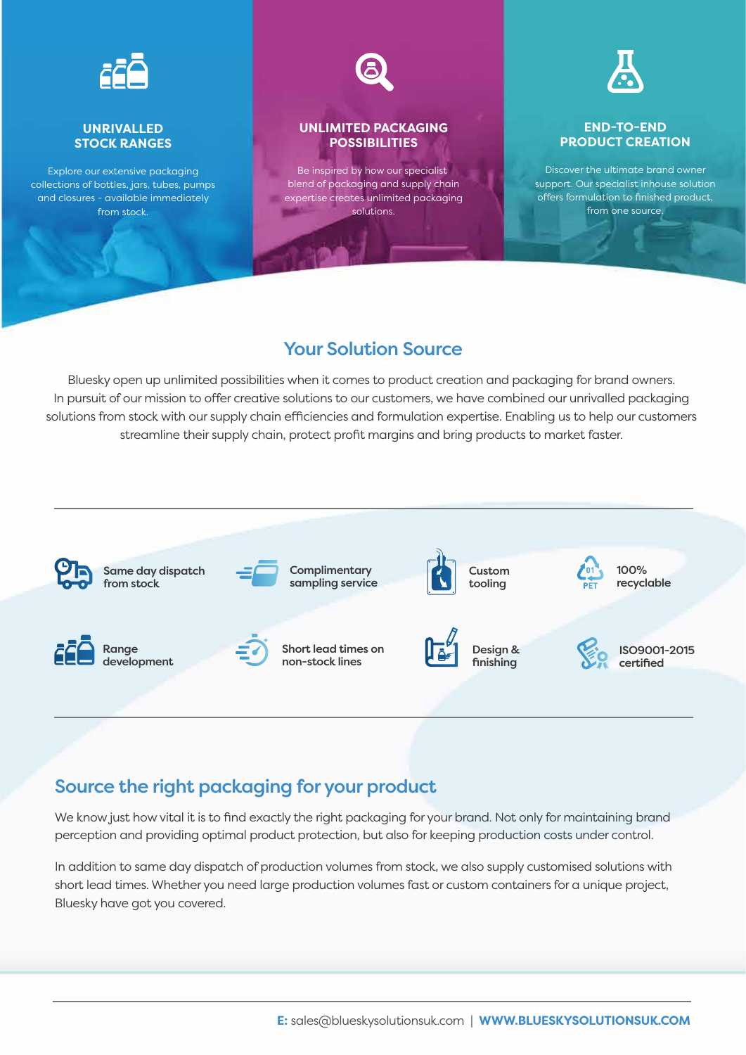### UNRIVALLED STOCK RANGES

Explore our extensive packaging collections of bottles, jars, tubes, pumps and closures - available immediately from stock.

### UNLIMITED PACKAGING POSSIBILITIES

Be inspired by how our specialist blend of packaging and supply chain expertise creates unlimited packaging solutions.

### END-TO-END PRODUCT CREATION

Discover the ultimate brand owner support. Our specialist inhouse solution offers formulation to finished product, from one source.

## Your Solution Source

Bluesky open up unlimited possibilities when it comes to product creation and packaging for brand owners. In pursuit of our mission to offer creative solutions to our customers, we have combined our unrivalled packaging solutions from stock with our supply chain efficiencies and formulation expertise. Enabling us to help our customers streamline their supply chain, protect profit margins and bring products to market faster.

- Same day dispatch from stock
- Complimentary sampling service
- Custom tooling
- 100% recyclable
- Range development
- Short lead times on non-stock lines
- Design & finishing
- ISO9001-2015 certified

## Source the right packaging for your product

We know just how vital it is to find exactly the right packaging for your brand. Not only for maintaining brand perception and providing optimal product protection, but also for keeping production costs under control.

In addition to same day dispatch of production volumes from stock, we also supply customised solutions with short lead times. Whether you need large production volumes fast or custom containers for a unique project, Bluesky have got you covered.

**E:** sales@blueskysolutionsuk.com | **WWW.BLUESKYSOLUTIONSUK.COM**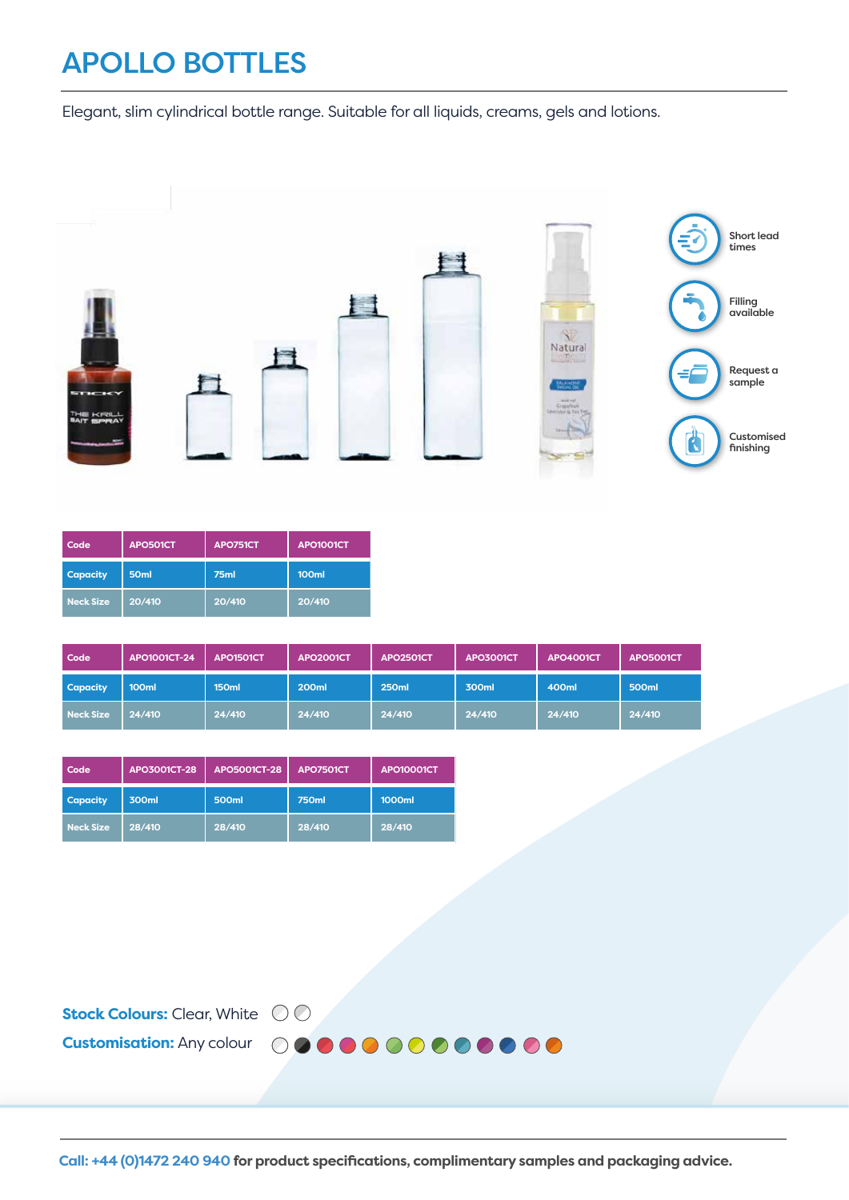# APOLLO BOTTLES

Elegant, slim cylindrical bottle range. Suitable for all liquids, creams, gels and lotions.

Short lead times

Filling available

Request a sample

Customised finishing

| Code | APO501CT | APO751CT | APO1001CT |
|---|---|---|---|
| Capacity | 50ml | 75ml | 100ml |
| Neck Size | 20/410 | 20/410 | 20/410 |

| Code | APO1001CT-24 | APO1501CT | APO2001CT | APO2501CT | APO3001CT | APO4001CT | APO5001CT |
|---|---|---|---|---|---|---|---|
| Capacity | 100ml | 150ml | 200ml | 250ml | 300ml | 400ml | 500ml |
| Neck Size | 24/410 | 24/410 | 24/410 | 24/410 | 24/410 | 24/410 | 24/410 |

| Code | APO3001CT-28 | APO5001CT-28 | APO7501CT | APO10001CT |
|---|---|---|---|---|
| Capacity | 300ml | 500ml | 750ml | 1000ml |
| Neck Size | 28/410 | 28/410 | 28/410 | 28/410 |

**Stock Colours:** Clear, White

**Customisation:** Any colour

**Call: +44 (0)1472 240 940 for product specifications, complimentary samples and packaging advice.**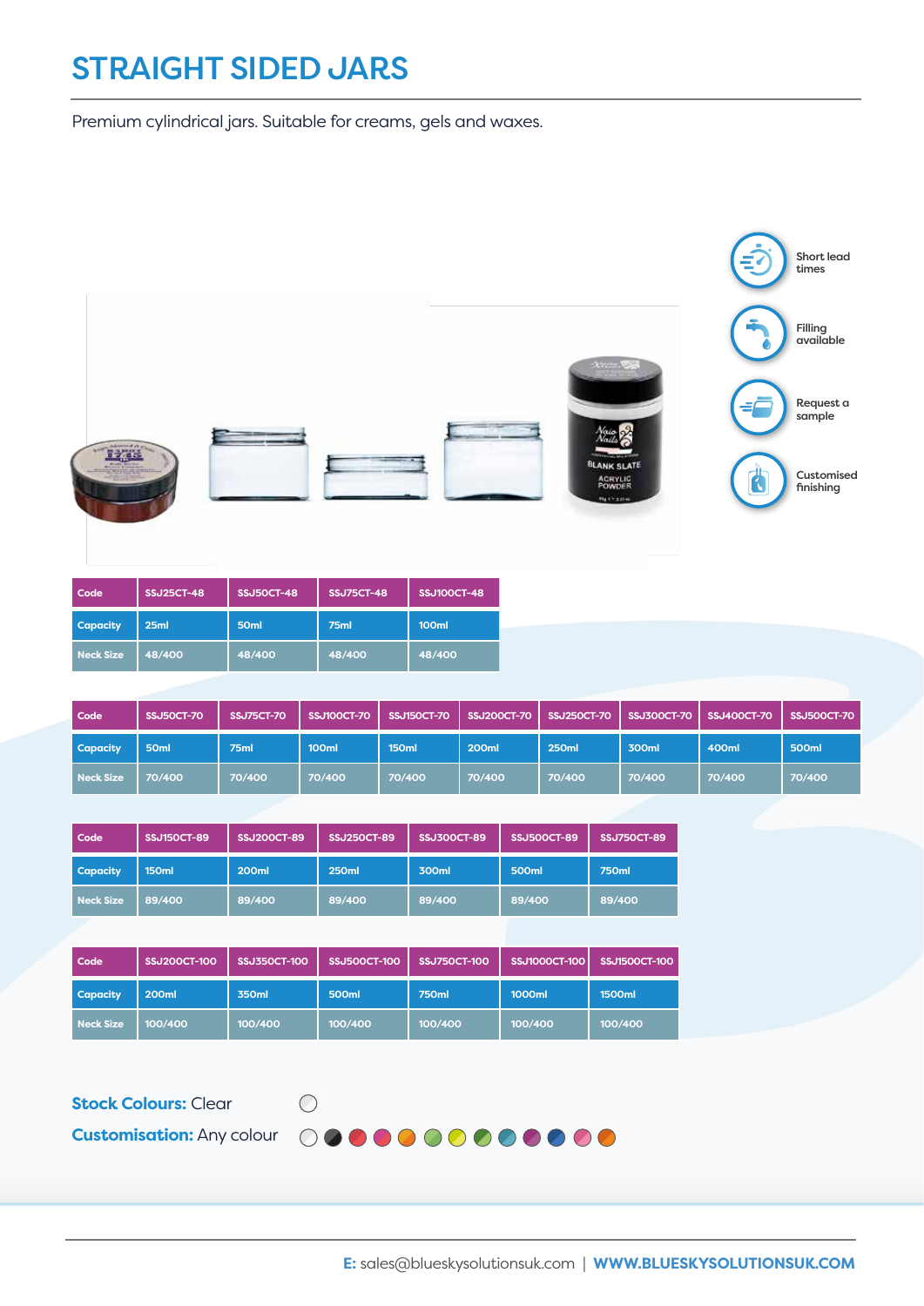# STRAIGHT SIDED JARS

Premium cylindrical jars. Suitable for creams, gels and waxes.

Short lead times

Filling available

Request a sample

Customised finishing

| Code | SSJ25CT-48 | SSJ50CT-48 | SSJ75CT-48 | SSJ100CT-48 |
|---|---|---|---|---|
| Capacity | 25ml | 50ml | 75ml | 100ml |
| Neck Size | 48/400 | 48/400 | 48/400 | 48/400 |

| Code | SSJ50CT-70 | SSJ75CT-70 | SSJ100CT-70 | SSJ150CT-70 | SSJ200CT-70 | SSJ250CT-70 | SSJ300CT-70 | SSJ400CT-70 | SSJ500CT-70 |
|---|---|---|---|---|---|---|---|---|---|
| Capacity | 50ml | 75ml | 100ml | 150ml | 200ml | 250ml | 300ml | 400ml | 500ml |
| Neck Size | 70/400 | 70/400 | 70/400 | 70/400 | 70/400 | 70/400 | 70/400 | 70/400 | 70/400 |

| Code | SSJ150CT-89 | SSJ200CT-89 | SSJ250CT-89 | SSJ300CT-89 | SSJ500CT-89 | SSJ750CT-89 |
|---|---|---|---|---|---|---|
| Capacity | 150ml | 200ml | 250ml | 300ml | 500ml | 750ml |
| Neck Size | 89/400 | 89/400 | 89/400 | 89/400 | 89/400 | 89/400 |

| Code | SSJ200CT-100 | SSJ350CT-100 | SSJ500CT-100 | SSJ750CT-100 | SSJ1000CT-100 | SSJ1500CT-100 |
|---|---|---|---|---|---|---|
| Capacity | 200ml | 350ml | 500ml | 750ml | 1000ml | 1500ml |
| Neck Size | 100/400 | 100/400 | 100/400 | 100/400 | 100/400 | 100/400 |

**Stock Colours:** Clear

**Customisation:** Any colour

**E:** sales@blueskysolutionsuk.com | **WWW.BLUESKYSOLUTIONSUK.COM**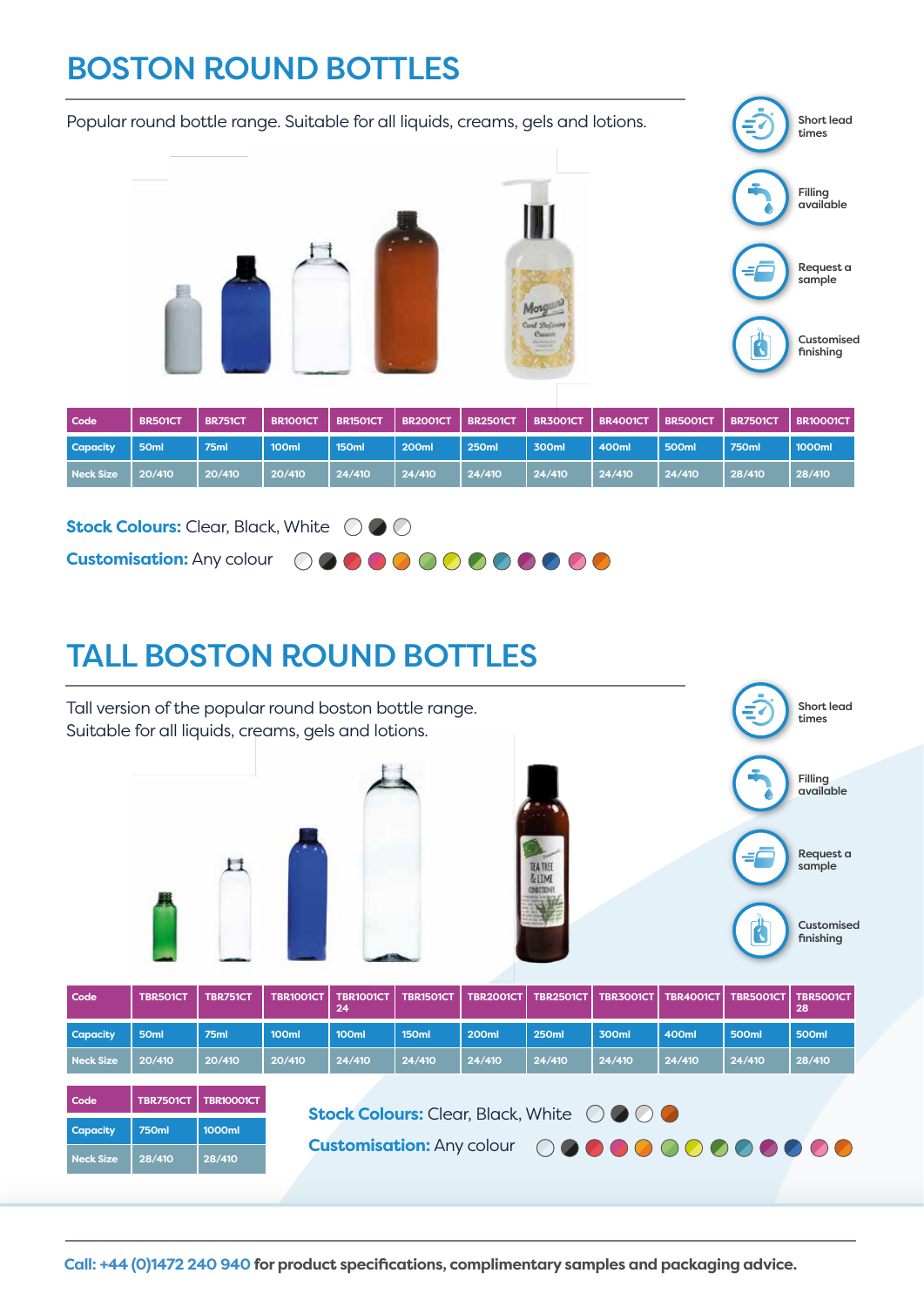# BOSTON ROUND BOTTLES

Popular round bottle range. Suitable for all liquids, creams, gels and lotions.

Short lead times

Filling available

Request a sample

Customised finishing

| Code | BR501CT | BR751CT | BR1001CT | BR1501CT | BR2001CT | BR2501CT | BR3001CT | BR4001CT | BR5001CT | BR7501CT | BR10001CT |
|---|---|---|---|---|---|---|---|---|---|---|---|
| Capacity | 50ml | 75ml | 100ml | 150ml | 200ml | 250ml | 300ml | 400ml | 500ml | 750ml | 1000ml |
| Neck Size | 20/410 | 20/410 | 20/410 | 24/410 | 24/410 | 24/410 | 24/410 | 24/410 | 24/410 | 28/410 | 28/410 |

**Stock Colours:** Clear, Black, White

**Customisation:** Any colour

# TALL BOSTON ROUND BOTTLES

Tall version of the popular round boston bottle range.
Suitable for all liquids, creams, gels and lotions.

Short lead times

Filling available

Request a sample

Customised finishing

| Code | TBR501CT | TBR751CT | TBR1001CT | TBR1001CT 24 | TBR1501CT | TBR2001CT | TBR2501CT | TBR3001CT | TBR4001CT | TBR5001CT | TBR5001CT 28 |
|---|---|---|---|---|---|---|---|---|---|---|---|
| Capacity | 50ml | 75ml | 100ml | 100ml | 150ml | 200ml | 250ml | 300ml | 400ml | 500ml | 500ml |
| Neck Size | 20/410 | 20/410 | 20/410 | 24/410 | 24/410 | 24/410 | 24/410 | 24/410 | 24/410 | 24/410 | 28/410 |

| Code | TBR7501CT | TBR10001CT |
|---|---|---|
| Capacity | 750ml | 1000ml |
| Neck Size | 28/410 | 28/410 |

**Stock Colours:** Clear, Black, White

**Customisation:** Any colour

**Call: +44 (0)1472 240 940 for product specifications, complimentary samples and packaging advice.**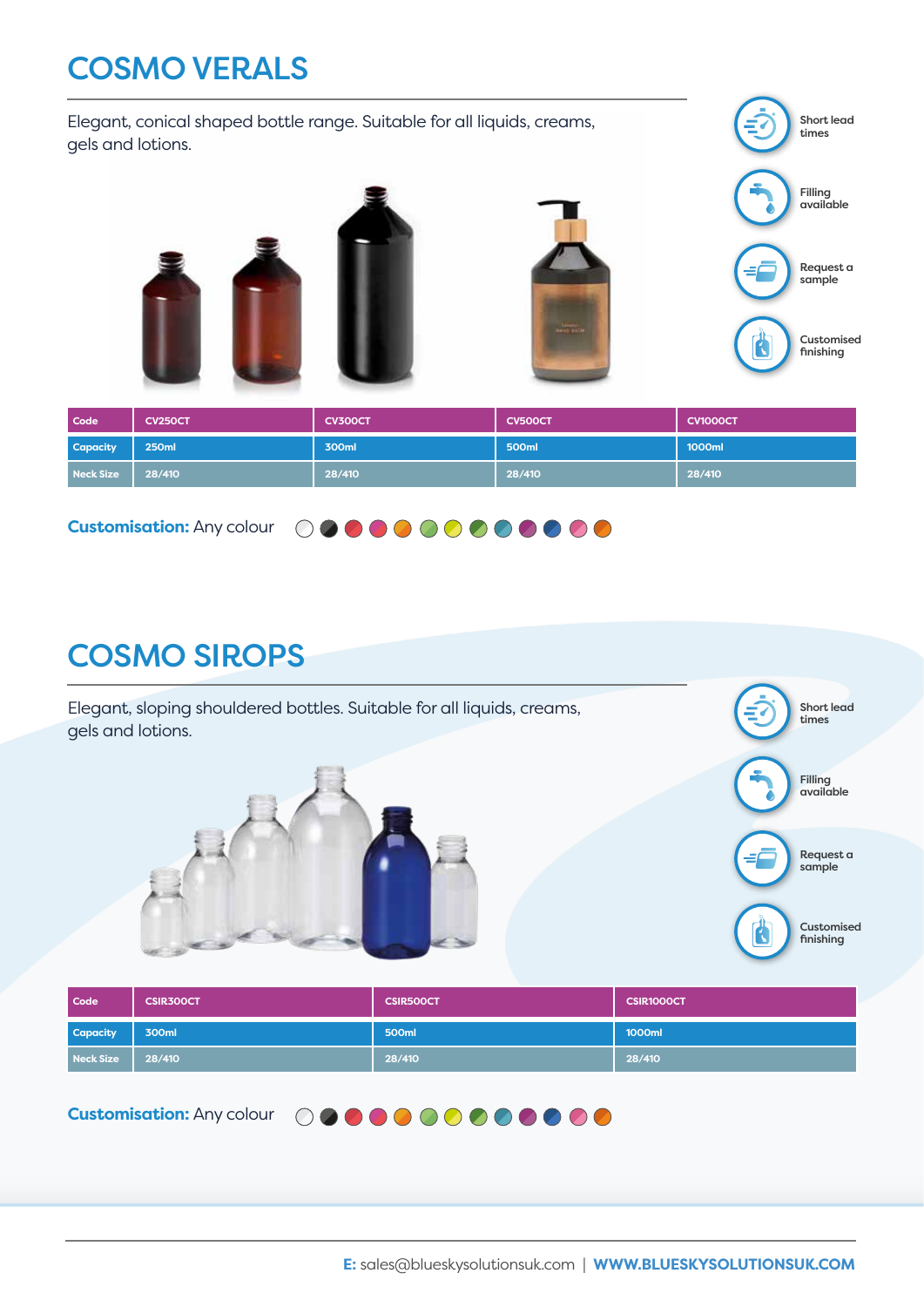# COSMO VERALS

Elegant, conical shaped bottle range. Suitable for all liquids, creams, gels and lotions.

Short lead times

Filling available

Request a sample

Customised finishing

| Code | CV250CT | CV300CT | CV500CT | CV1000CT |
|---|---|---|---|---|
| Capacity | 250ml | 300ml | 500ml | 1000ml |
| Neck Size | 28/410 | 28/410 | 28/410 | 28/410 |

**Customisation:** Any colour

# COSMO SIROPS

Elegant, sloping shouldered bottles. Suitable for all liquids, creams, gels and lotions.

Short lead times

Filling available

Request a sample

Customised finishing

| Code | CSIR300CT | CSIR500CT | CSIR1000CT |
|---|---|---|---|
| Capacity | 300ml | 500ml | 1000ml |
| Neck Size | 28/410 | 28/410 | 28/410 |

**Customisation:** Any colour

**E:** sales@blueskysolutionsuk.com | **WWW.BLUESKYSOLUTIONSUK.COM**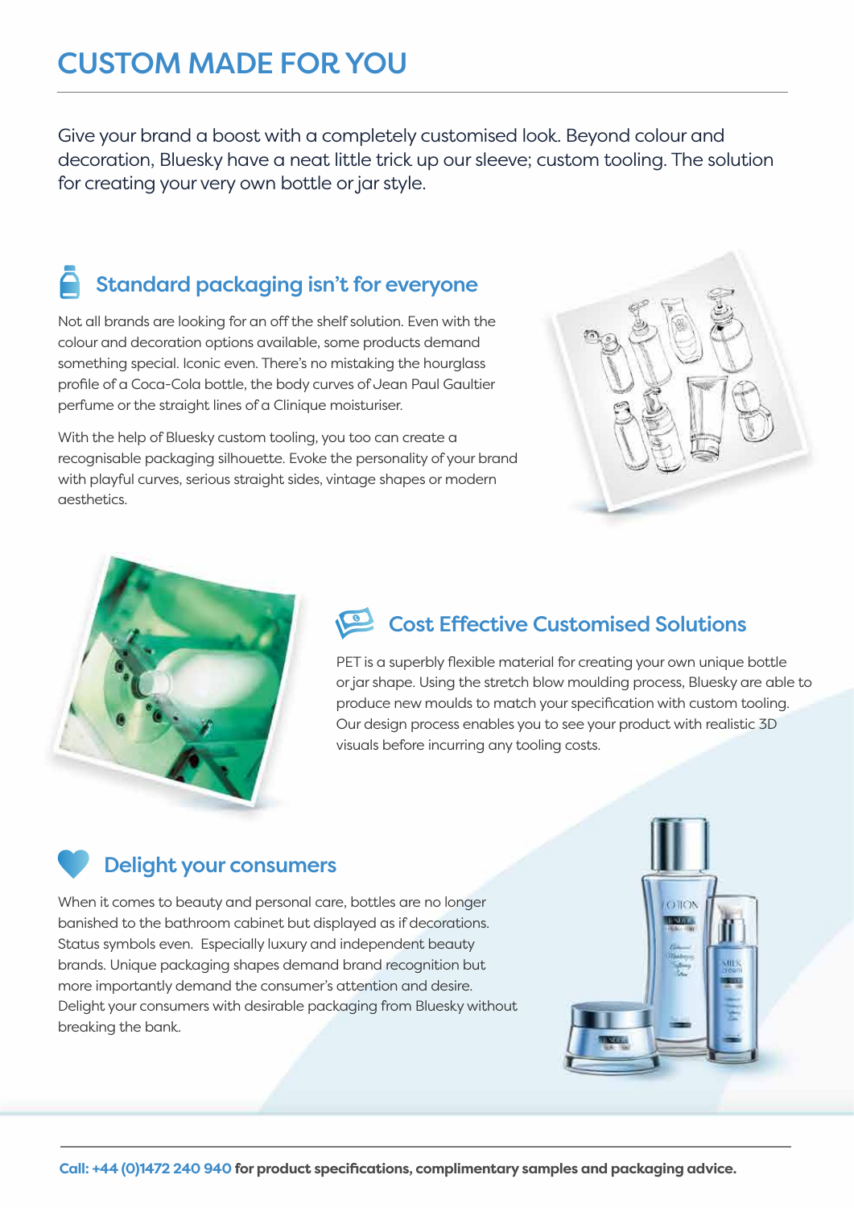# CUSTOM MADE FOR YOU

Give your brand a boost with a completely customised look. Beyond colour and decoration, Bluesky have a neat little trick up our sleeve; custom tooling. The solution for creating your very own bottle or jar style.

## Standard packaging isn't for everyone

Not all brands are looking for an off the shelf solution. Even with the colour and decoration options available, some products demand something special. Iconic even. There's no mistaking the hourglass profile of a Coca-Cola bottle, the body curves of Jean Paul Gaultier perfume or the straight lines of a Clinique moisturiser.

With the help of Bluesky custom tooling, you too can create a recognisable packaging silhouette. Evoke the personality of your brand with playful curves, serious straight sides, vintage shapes or modern aesthetics.

## Cost Effective Customised Solutions

PET is a superbly flexible material for creating your own unique bottle or jar shape. Using the stretch blow moulding process, Bluesky are able to produce new moulds to match your specification with custom tooling. Our design process enables you to see your product with realistic 3D visuals before incurring any tooling costs.

## Delight your consumers

When it comes to beauty and personal care, bottles are no longer banished to the bathroom cabinet but displayed as if decorations. Status symbols even. Especially luxury and independent beauty brands. Unique packaging shapes demand brand recognition but more importantly demand the consumer's attention and desire. Delight your consumers with desirable packaging from Bluesky without breaking the bank.

**Call: +44 (0)1472 240 940 for product specifications, complimentary samples and packaging advice.**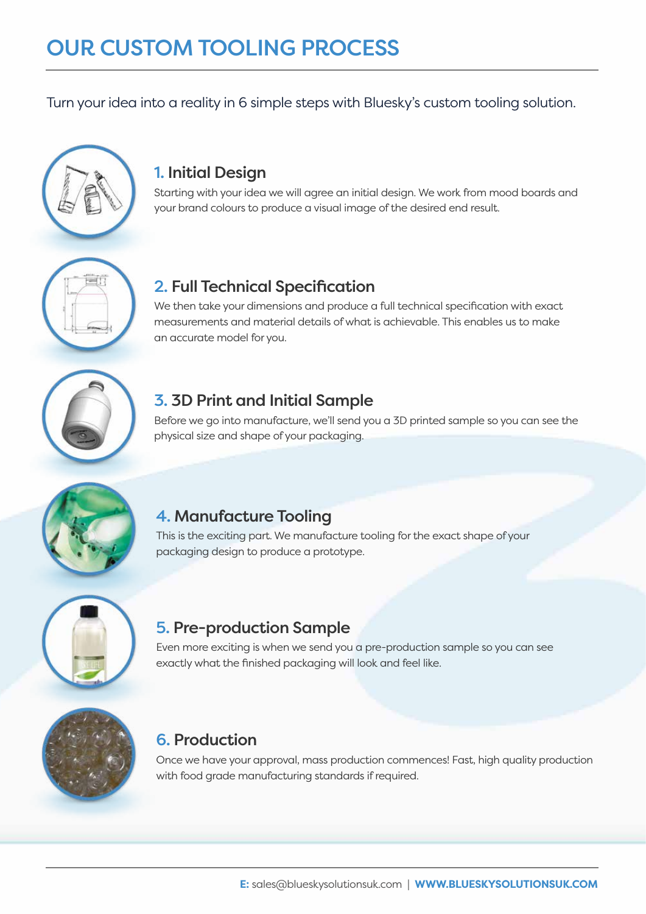# OUR CUSTOM TOOLING PROCESS

Turn your idea into a reality in 6 simple steps with Bluesky's custom tooling solution.

## 1. Initial Design

Starting with your idea we will agree an initial design. We work from mood boards and your brand colours to produce a visual image of the desired end result.

## 2. Full Technical Specification

We then take your dimensions and produce a full technical specification with exact measurements and material details of what is achievable. This enables us to make an accurate model for you.

## 3. 3D Print and Initial Sample

Before we go into manufacture, we'll send you a 3D printed sample so you can see the physical size and shape of your packaging.

## 4. Manufacture Tooling

This is the exciting part. We manufacture tooling for the exact shape of your packaging design to produce a prototype.

## 5. Pre-production Sample

Even more exciting is when we send you a pre-production sample so you can see exactly what the finished packaging will look and feel like.

## 6. Production

Once we have your approval, mass production commences! Fast, high quality production with food grade manufacturing standards if required.

**E:** sales@blueskysolutionsuk.com | **WWW.BLUESKYSOLUTIONSUK.COM**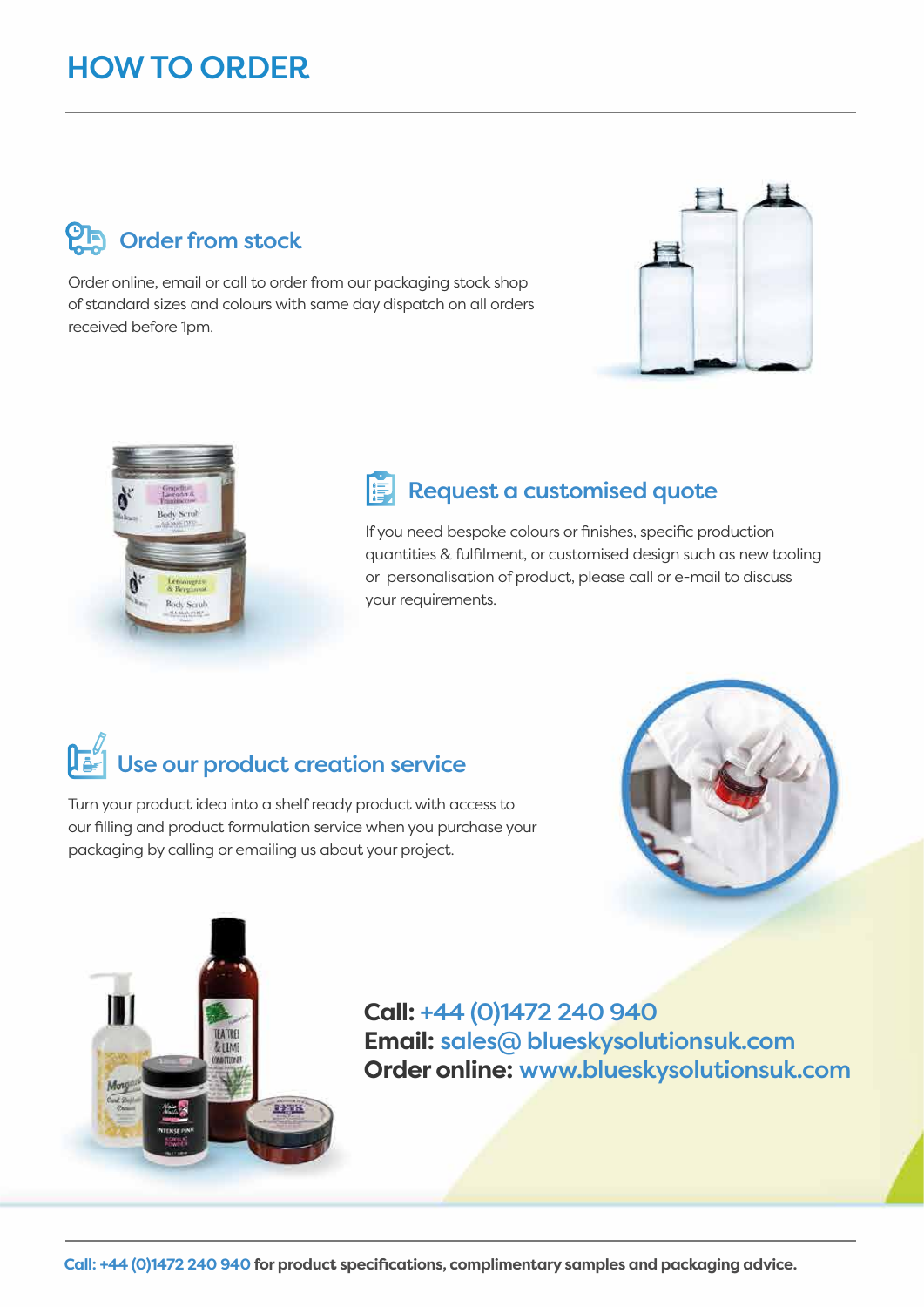# HOW TO ORDER

## Order from stock

Order online, email or call to order from our packaging stock shop of standard sizes and colours with same day dispatch on all orders received before 1pm.

## Request a customised quote

If you need bespoke colours or finishes, specific production quantities & fulfilment, or customised design such as new tooling or personalisation of product, please call or e-mail to discuss your requirements.

## Use our product creation service

Turn your product idea into a shelf ready product with access to our filling and product formulation service when you purchase your packaging by calling or emailing us about your project.

**Call:** +44 (0)1472 240 940
**Email:** sales@ blueskysolutionsuk.com
**Order online:** www.blueskysolutionsuk.com

**Call: +44 (0)1472 240 940 for product specifications, complimentary samples and packaging advice.**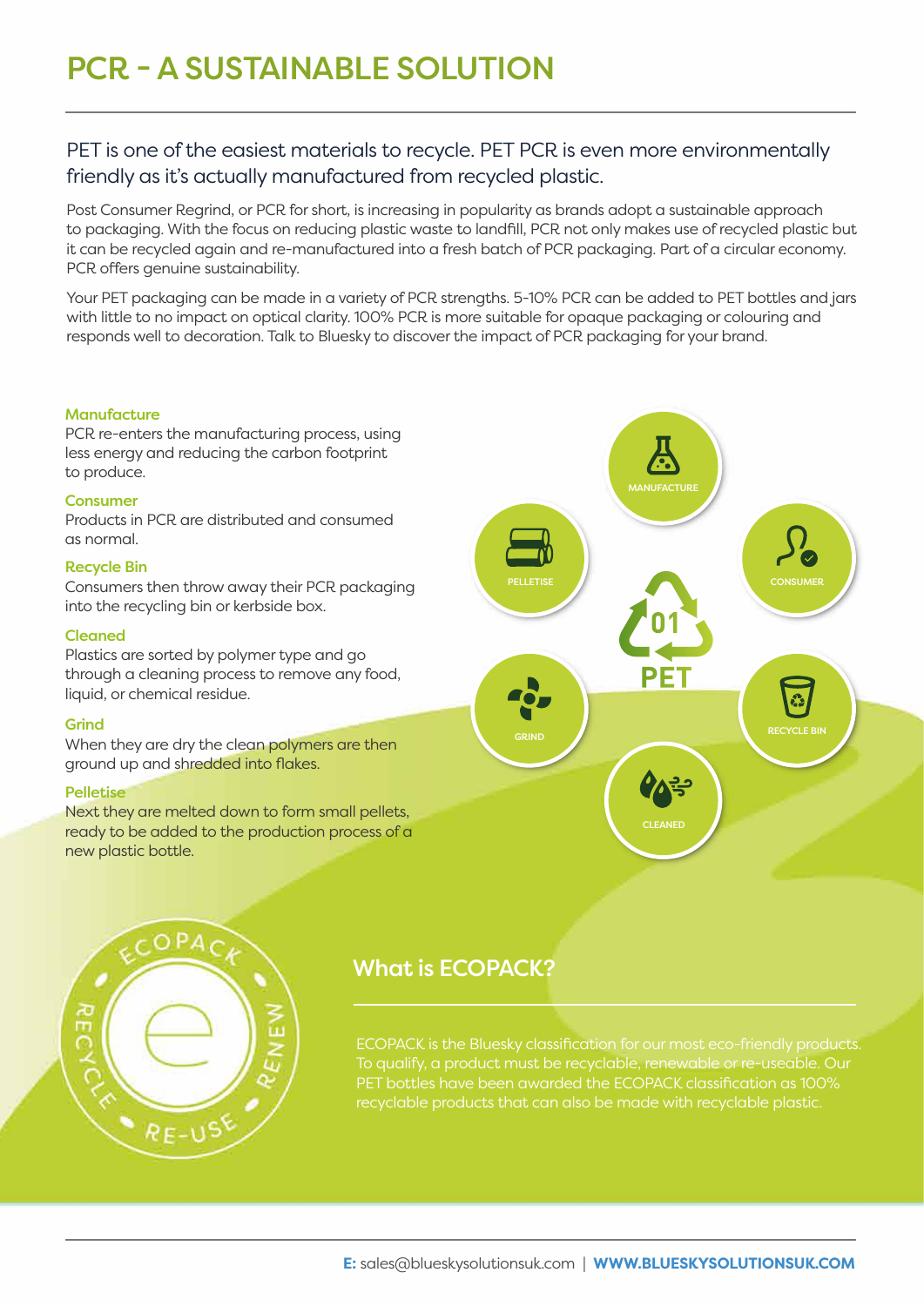# PCR - A SUSTAINABLE SOLUTION

PET is one of the easiest materials to recycle. PET PCR is even more environmentally friendly as it's actually manufactured from recycled plastic.

Post Consumer Regrind, or PCR for short, is increasing in popularity as brands adopt a sustainable approach to packaging. With the focus on reducing plastic waste to landfill, PCR not only makes use of recycled plastic but it can be recycled again and re-manufactured into a fresh batch of PCR packaging. Part of a circular economy. PCR offers genuine sustainability.

Your PET packaging can be made in a variety of PCR strengths. 5-10% PCR can be added to PET bottles and jars with little to no impact on optical clarity. 100% PCR is more suitable for opaque packaging or colouring and responds well to decoration. Talk to Bluesky to discover the impact of PCR packaging for your brand.

**Manufacture**
PCR re-enters the manufacturing process, using less energy and reducing the carbon footprint to produce.

**Consumer**
Products in PCR are distributed and consumed as normal.

**Recycle Bin**
Consumers then throw away their PCR packaging into the recycling bin or kerbside box.

**Cleaned**
Plastics are sorted by polymer type and go through a cleaning process to remove any food, liquid, or chemical residue.

**Grind**
When they are dry the clean polymers are then ground up and shredded into flakes.

**Pelletise**
Next they are melted down to form small pellets, ready to be added to the production process of a new plastic bottle.

## What is ECOPACK?

ECOPACK is the Bluesky classification for our most eco-friendly products. To qualify, a product must be recyclable, renewable or re-useable. Our PET bottles have been awarded the ECOPACK classification as 100% recyclable products that can also be made with recyclable plastic.

**E:** sales@blueskysolutionsuk.com | **WWW.BLUESKYSOLUTIONSUK.COM**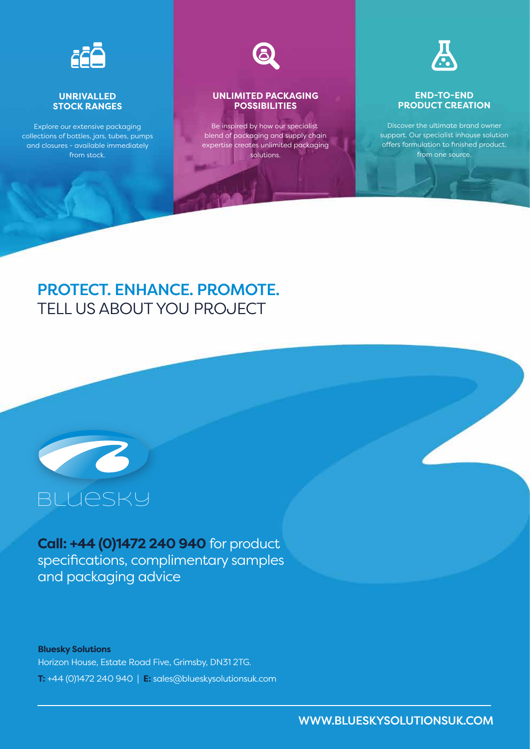### UNRIVALLED STOCK RANGES

Explore our extensive packaging collections of bottles, jars, tubes, pumps and closures - available immediately from stock.

### UNLIMITED PACKAGING POSSIBILITIES

Be inspired by how our specialist blend of packaging and supply chain expertise creates unlimited packaging solutions.

### END-TO-END PRODUCT CREATION

Discover the ultimate brand owner support. Our specialist inhouse solution offers formulation to finished product, from one source.

## PROTECT. ENHANCE. PROMOTE.
TELL US ABOUT YOU PROJECT

BLUESKY

**Call: +44 (0)1472 240 940** for product specifications, complimentary samples and packaging advice

**Bluesky Solutions**
Horizon House, Estate Road Five, Grimsby, DN31 2TG.
**T:** +44 (0)1472 240 940 | **E:** sales@blueskysolutionsuk.com

**WWW.BLUESKYSOLUTIONSUK.COM**